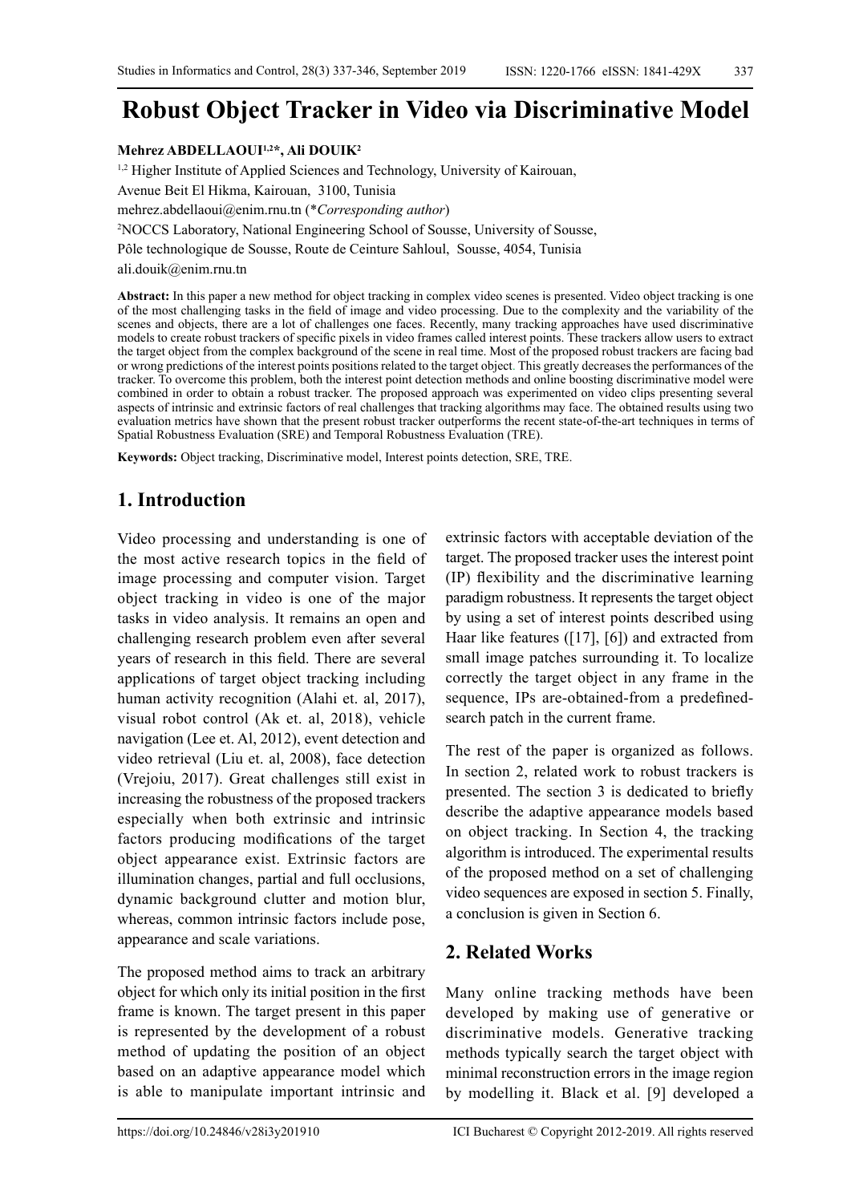# Robust Object Tracker in Video via Discriminative Model

**Mehrez ABDELLAOUI[1,2]*, Ali DOUIK[2]**

[1,2] Higher Institute of Applied Sciences and Technology, University of Kairouan,
Avenue Beit El Hikma, Kairouan, 3100, Tunisia
mehrez.abdellaoui@enim.rnu.tn (**Corresponding author*)
[2]NOCCS Laboratory, National Engineering School of Sousse, University of Sousse,
Pôle technologique de Sousse, Route de Ceinture Sahloul, Sousse, 4054, Tunisia
ali.douik@enim.rnu.tn

**Abstract:** In this paper a new method for object tracking in complex video scenes is presented. Video object tracking is one of the most challenging tasks in the field of image and video processing. Due to the complexity and the variability of the scenes and objects, there are a lot of challenges one faces. Recently, many tracking approaches have used discriminative models to create robust trackers of specific pixels in video frames called interest points. These trackers allow users to extract the target object from the complex background of the scene in real time. Most of the proposed robust trackers are facing bad or wrong predictions of the interest points positions related to the target object. This greatly decreases the performances of the tracker. To overcome this problem, both the interest point detection methods and online boosting discriminative model were combined in order to obtain a robust tracker. The proposed approach was experimented on video clips presenting several aspects of intrinsic and extrinsic factors of real challenges that tracking algorithms may face. The obtained results using two evaluation metrics have shown that the present robust tracker outperforms the recent state-of-the-art techniques in terms of Spatial Robustness Evaluation (SRE) and Temporal Robustness Evaluation (TRE).

**Keywords:** Object tracking, Discriminative model, Interest points detection, SRE, TRE.

## 1. Introduction

Video processing and understanding is one of the most active research topics in the field of image processing and computer vision. Target object tracking in video is one of the major tasks in video analysis. It remains an open and challenging research problem even after several years of research in this field. There are several applications of target object tracking including human activity recognition (Alahi et. al, 2017), visual robot control (Ak et. al, 2018), vehicle navigation (Lee et. Al, 2012), event detection and video retrieval (Liu et. al, 2008), face detection (Vrejoiu, 2017). Great challenges still exist in increasing the robustness of the proposed trackers especially when both extrinsic and intrinsic factors producing modifications of the target object appearance exist. Extrinsic factors are illumination changes, partial and full occlusions, dynamic background clutter and motion blur, whereas, common intrinsic factors include pose, appearance and scale variations.

The proposed method aims to track an arbitrary object for which only its initial position in the first frame is known. The target present in this paper is represented by the development of a robust method of updating the position of an object based on an adaptive appearance model which is able to manipulate important intrinsic and extrinsic factors with acceptable deviation of the target. The proposed tracker uses the interest point (IP) flexibility and the discriminative learning paradigm robustness. It represents the target object by using a set of interest points described using Haar like features ([17], [6]) and extracted from small image patches surrounding it. To localize correctly the target object in any frame in the sequence, IPs are-obtained-from a predefined-search patch in the current frame.

The rest of the paper is organized as follows. In section 2, related work to robust trackers is presented. The section 3 is dedicated to briefly describe the adaptive appearance models based on object tracking. In Section 4, the tracking algorithm is introduced. The experimental results of the proposed method on a set of challenging video sequences are exposed in section 5. Finally, a conclusion is given in Section 6.

## 2. Related Works

Many online tracking methods have been developed by making use of generative or discriminative models. Generative tracking methods typically search the target object with minimal reconstruction errors in the image region by modelling it. Black et al. [9] developed a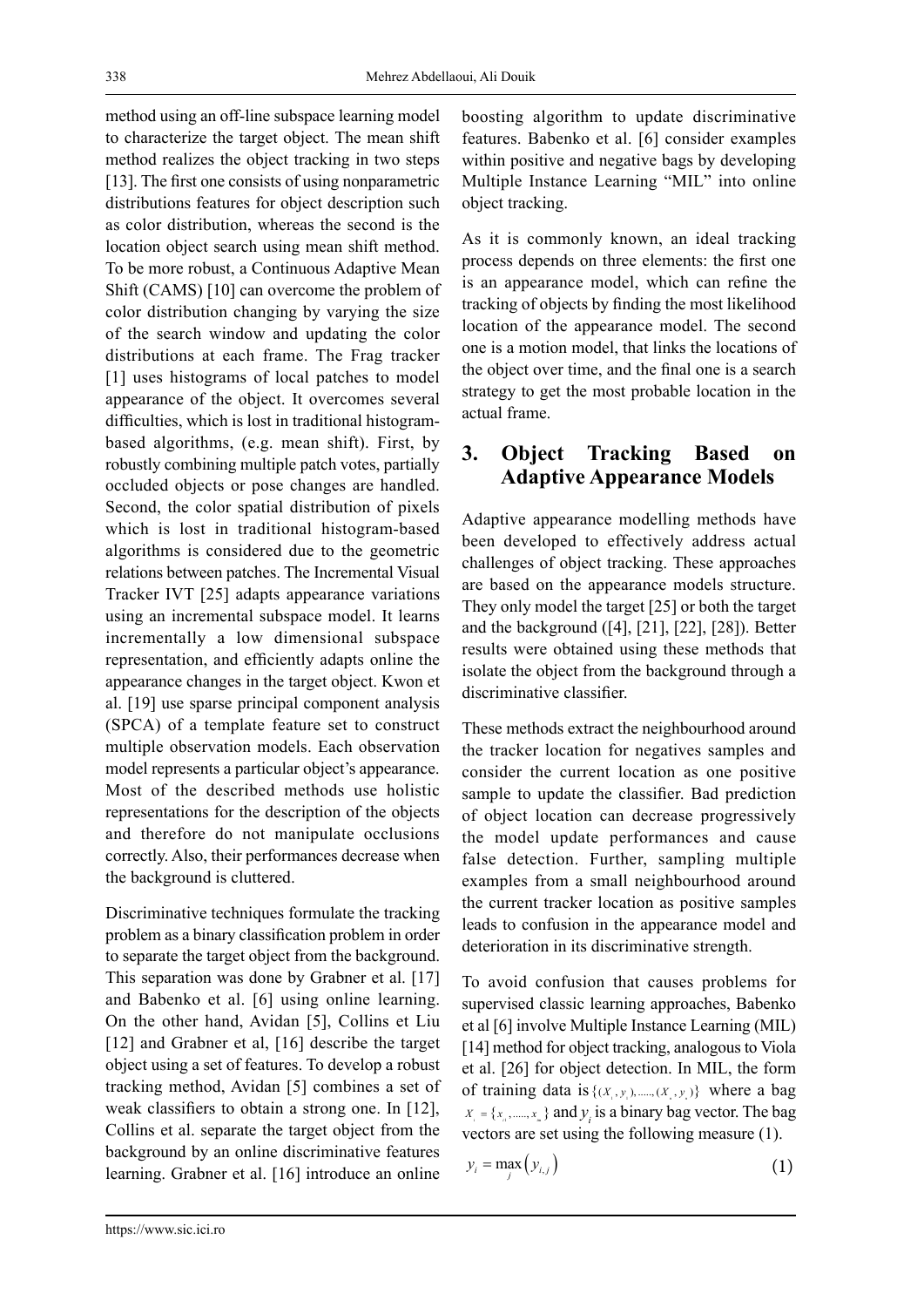method using an off-line subspace learning model to characterize the target object. The mean shift method realizes the object tracking in two steps [13]. The first one consists of using nonparametric distributions features for object description such as color distribution, whereas the second is the location object search using mean shift method. To be more robust, a Continuous Adaptive Mean Shift (CAMS) [10] can overcome the problem of color distribution changing by varying the size of the search window and updating the color distributions at each frame. The Frag tracker [1] uses histograms of local patches to model appearance of the object. It overcomes several difficulties, which is lost in traditional histogram-based algorithms, (e.g. mean shift). First, by robustly combining multiple patch votes, partially occluded objects or pose changes are handled. Second, the color spatial distribution of pixels which is lost in traditional histogram-based algorithms is considered due to the geometric relations between patches. The Incremental Visual Tracker IVT [25] adapts appearance variations using an incremental subspace model. It learns incrementally a low dimensional subspace representation, and efficiently adapts online the appearance changes in the target object. Kwon et al. [19] use sparse principal component analysis (SPCA) of a template feature set to construct multiple observation models. Each observation model represents a particular object's appearance. Most of the described methods use holistic representations for the description of the objects and therefore do not manipulate occlusions correctly. Also, their performances decrease when the background is cluttered.

Discriminative techniques formulate the tracking problem as a binary classification problem in order to separate the target object from the background. This separation was done by Grabner et al. [17] and Babenko et al. [6] using online learning. On the other hand, Avidan [5], Collins et Liu [12] and Grabner et al, [16] describe the target object using a set of features. To develop a robust tracking method, Avidan [5] combines a set of weak classifiers to obtain a strong one. In [12], Collins et al. separate the target object from the background by an online discriminative features learning. Grabner et al. [16] introduce an online boosting algorithm to update discriminative features. Babenko et al. [6] consider examples within positive and negative bags by developing Multiple Instance Learning "MIL" into online object tracking.

As it is commonly known, an ideal tracking process depends on three elements: the first one is an appearance model, which can refine the tracking of objects by finding the most likelihood location of the appearance model. The second one is a motion model, that links the locations of the object over time, and the final one is a search strategy to get the most probable location in the actual frame.

## 3. Object Tracking Based on Adaptive Appearance Models

Adaptive appearance modelling methods have been developed to effectively address actual challenges of object tracking. These approaches are based on the appearance models structure. They only model the target [25] or both the target and the background ([4], [21], [22], [28]). Better results were obtained using these methods that isolate the object from the background through a discriminative classifier.

These methods extract the neighbourhood around the tracker location for negatives samples and consider the current location as one positive sample to update the classifier. Bad prediction of object location can decrease progressively the model update performances and cause false detection. Further, sampling multiple examples from a small neighbourhood around the current tracker location as positive samples leads to confusion in the appearance model and deterioration in its discriminative strength.

To avoid confusion that causes problems for supervised classic learning approaches, Babenko et al [6] involve Multiple Instance Learning (MIL) [14] method for object tracking, analogous to Viola et al. [26] for object detection. In MIL, the form of training data is $\{(X_1, y_1), \ldots, (X_n, y_n)\}$ where a bag $X_i = \{x_{i1}, \ldots, x_{im}\}$ and $y_i$ is a binary bag vector. The bag vectors are set using the following measure (1).

$$y_i = \max_j \left( y_{i,j} \right) \tag{1}$$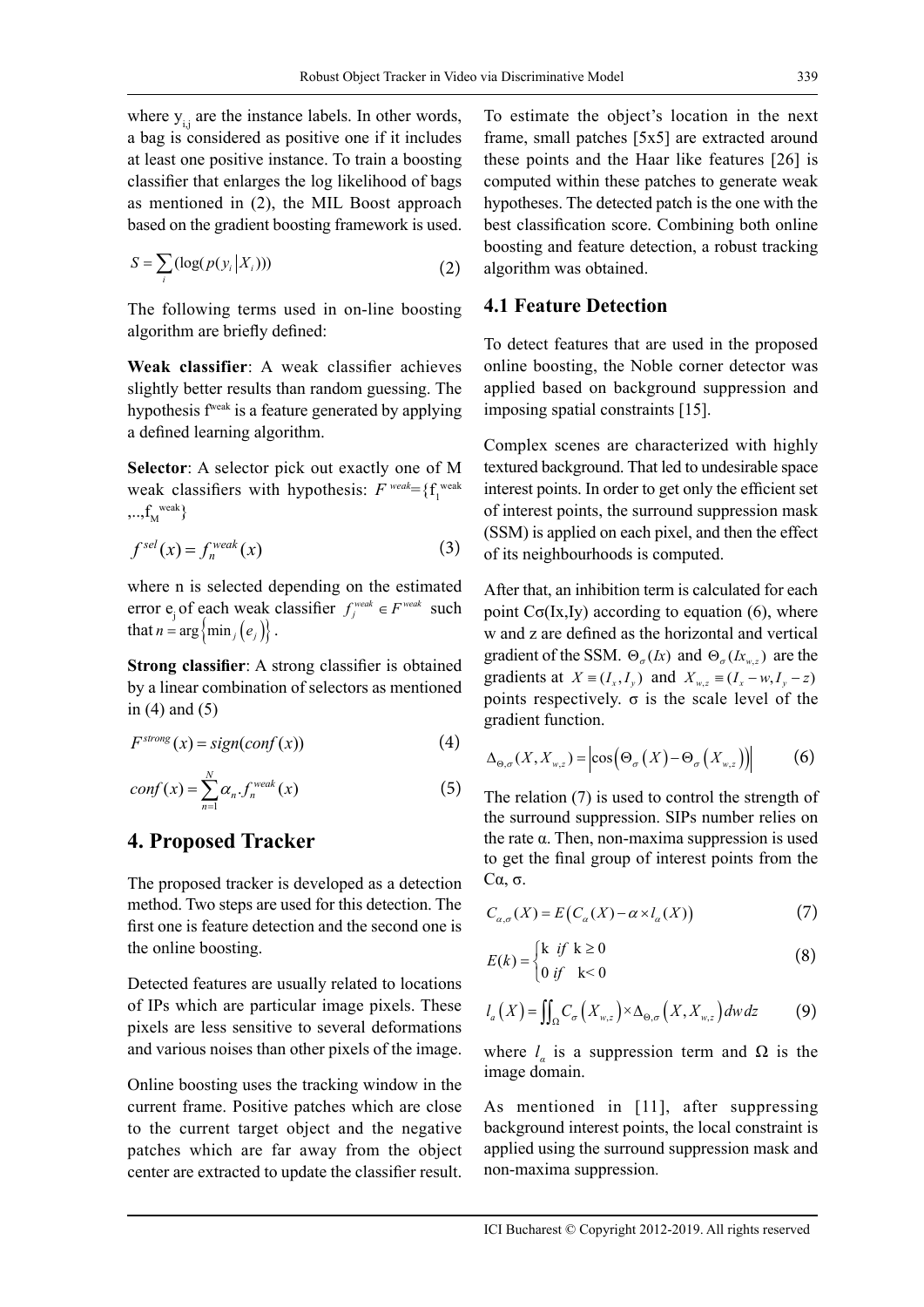where $y_{i,j}$ are the instance labels. In other words, a bag is considered as positive one if it includes at least one positive instance. To train a boosting classifier that enlarges the log likelihood of bags as mentioned in (2), the MIL Boost approach based on the gradient boosting framework is used.

$$S = \sum_{i} (\log(p(y_i | X_i))) \tag{2}$$

The following terms used in on-line boosting algorithm are briefly defined:

**Weak classifier**: A weak classifier achieves slightly better results than random guessing. The hypothesis $f^{weak}$ is a feature generated by applying a defined learning algorithm.

**Selector**: A selector pick out exactly one of M weak classifiers with hypothesis: $F^{weak} = \{f_1^{weak}, .., f_M^{weak}\}$

$$f^{sel}(x) = f_n^{weak}(x) \tag{3}$$

where n is selected depending on the estimated error $e_j$ of each weak classifier $f_j^{weak} \in F^{weak}$ such that $n = \arg\{\min_j(e_j)\}$.

**Strong classifier**: A strong classifier is obtained by a linear combination of selectors as mentioned in (4) and (5)

$$F^{strong}(x) = sign(conf(x)) \tag{4}$$

$$conf(x) = \sum_{n=1}^{N} \alpha_n . f_n^{weak}(x) \tag{5}$$

## 4. Proposed Tracker

The proposed tracker is developed as a detection method. Two steps are used for this detection. The first one is feature detection and the second one is the online boosting.

Detected features are usually related to locations of IPs which are particular image pixels. These pixels are less sensitive to several deformations and various noises than other pixels of the image.

Online boosting uses the tracking window in the current frame. Positive patches which are close to the current target object and the negative patches which are far away from the object center are extracted to update the classifier result. To estimate the object's location in the next frame, small patches [5x5] are extracted around these points and the Haar like features [26] is computed within these patches to generate weak hypotheses. The detected patch is the one with the best classification score. Combining both online boosting and feature detection, a robust tracking algorithm was obtained.

### 4.1 Feature Detection

To detect features that are used in the proposed online boosting, the Noble corner detector was applied based on background suppression and imposing spatial constraints [15].

Complex scenes are characterized with highly textured background. That led to undesirable space interest points. In order to get only the efficient set of interest points, the surround suppression mask (SSM) is applied on each pixel, and then the effect of its neighbourhoods is computed.

After that, an inhibition term is calculated for each point $C\sigma(Ix,Iy)$ according to equation (6), where w and z are defined as the horizontal and vertical gradient of the SSM. $\Theta_\sigma(Ix)$ and $\Theta_\sigma(Ix_{w,z})$ are the gradients at $X \equiv (I_x, I_y)$ and $X_{w,z} \equiv (I_x - w, I_y - z)$ points respectively. σ is the scale level of the gradient function.

$$\Delta_{\Theta,\sigma}(X, X_{w,z}) = \left|\cos\left(\Theta_\sigma(X) - \Theta_\sigma(X_{w,z})\right)\right| \tag{6}$$

The relation (7) is used to control the strength of the surround suppression. SIPs number relies on the rate α. Then, non-maxima suppression is used to get the final group of interest points from the $C\alpha$, σ.

$$C_{\alpha,\sigma}(X) = E\left(C_\alpha(X) - \alpha \times l_\alpha(X)\right) \tag{7}$$

$$E(k) = \begin{cases} k & if \ k \geq 0 \\ 0 & if \ k < 0 \end{cases} \tag{8}$$

$$l_a(X) = \iint_\Omega C_\sigma(X_{w,z}) \times \Delta_{\Theta,\sigma}(X, X_{w,z}) \, dw \, dz \tag{9}$$

where $l_\alpha$ is a suppression term and Ω is the image domain.

As mentioned in [11], after suppressing background interest points, the local constraint is applied using the surround suppression mask and non-maxima suppression.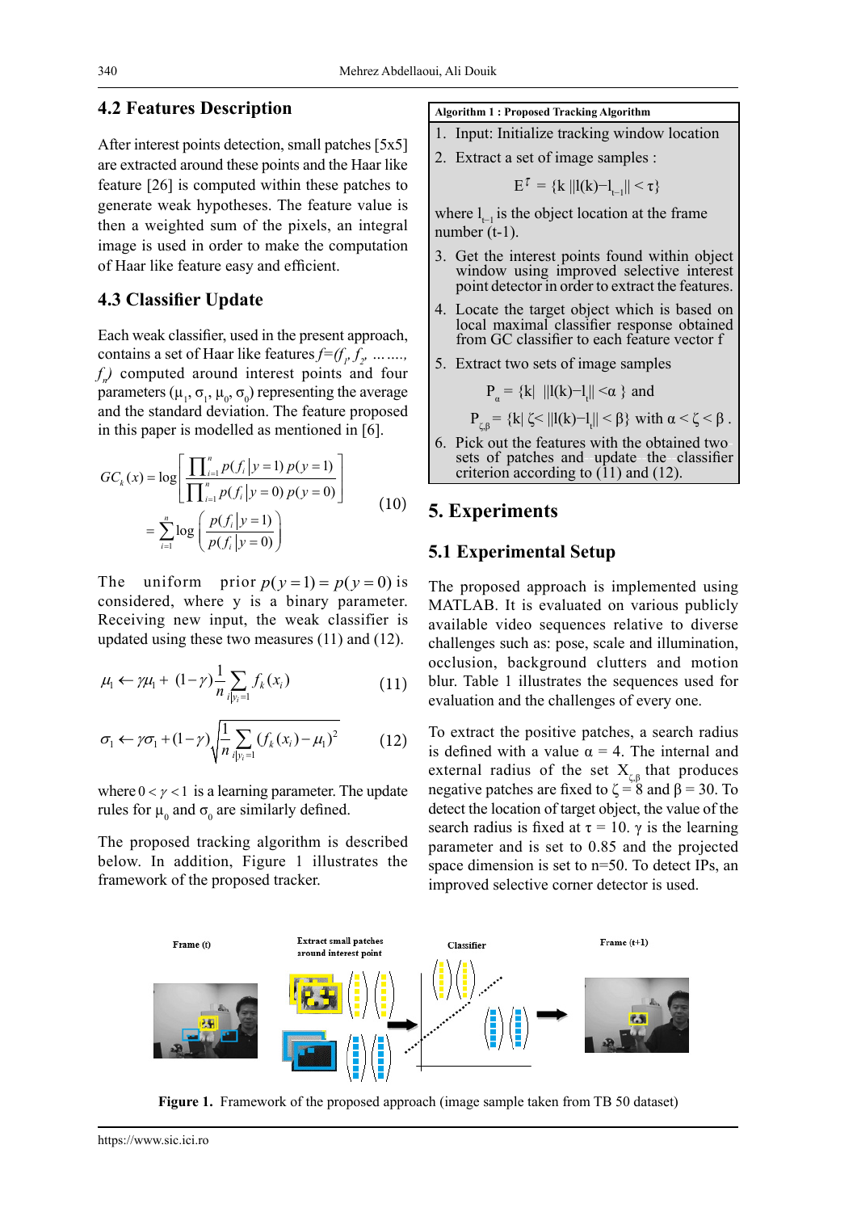## 4.2 Features Description

After interest points detection, small patches [5x5] are extracted around these points and the Haar like feature [26] is computed within these patches to generate weak hypotheses. The feature value is then a weighted sum of the pixels, an integral image is used in order to make the computation of Haar like feature easy and efficient.

## 4.3 Classifier Update

Each weak classifier, used in the present approach, contains a set of Haar like features $f=(f_1, f_2, \ldots\ldots, f_n)$ computed around interest points and four parameters $(\mu_1, \sigma_1, \mu_0, \sigma_0)$ representing the average and the standard deviation. The feature proposed in this paper is modelled as mentioned in [6].

$$GC_k(x) = \log\left[\frac{\prod_{i=1}^{n} p(f_i \mid y=1)\, p(y=1)}{\prod_{i=1}^{n} p(f_i \mid y=0)\, p(y=0)}\right] = \sum_{i=1}^{n} \log\left(\frac{p(f_i \mid y=1)}{p(f_i \mid y=0)}\right) \tag{10}$$

The uniform prior $p(y=1)=p(y=0)$ is considered, where y is a binary parameter. Receiving new input, the weak classifier is updated using these two measures (11) and (12).

$$\mu_1 \leftarrow \gamma\mu_1 + (1-\gamma)\frac{1}{n}\sum_{i|y_i=1} f_k(x_i) \tag{11}$$

$$\sigma_1 \leftarrow \gamma\sigma_1 + (1-\gamma)\sqrt{\frac{1}{n}\sum_{i|y_i=1}(f_k(x_i)-\mu_1)^2} \tag{12}$$

where $0<\gamma<1$ is a learning parameter. The update rules for $\mu_0$ and $\sigma_0$ are similarly defined.

The proposed tracking algorithm is described below. In addition, Figure 1 illustrates the framework of the proposed tracker.

**Algorithm 1 : Proposed Tracking Algorithm**

1. Input: Initialize tracking window location
2. Extract a set of image samples :

   $E^{\tau} = \{k \,\|l(k)-l_{t-1}\| < \tau\}$

   where $l_{t-1}$ is the object location at the frame number (t-1).
3. Get the interest points found within object window using improved selective interest point detector in order to extract the features.
4. Locate the target object which is based on local maximal classifier response obtained from GC classifier to each feature vector f
5. Extract two sets of image samples

   $P_{\alpha} = \{k| \;\|l(k)-l_t\| < \alpha\}$ and

   $P_{\zeta,\beta} = \{k| \;\zeta < \|l(k)-l_t\| < \beta\}$ with $\alpha < \zeta < \beta$ .
6. Pick out the features with the obtained two sets of patches and update the classifier criterion according to (11) and (12).

# 5. Experiments

## 5.1 Experimental Setup

The proposed approach is implemented using MATLAB. It is evaluated on various publicly available video sequences relative to diverse challenges such as: pose, scale and illumination, occlusion, background clutters and motion blur. Table 1 illustrates the sequences used for evaluation and the challenges of every one.

To extract the positive patches, a search radius is defined with a value $\alpha = 4$. The internal and external radius of the set $X_{\zeta,\beta}$ that produces negative patches are fixed to $\zeta = 8$ and $\beta = 30$. To detect the location of target object, the value of the search radius is fixed at $\tau = 10$. $\gamma$ is the learning parameter and is set to 0.85 and the projected space dimension is set to n=50. To detect IPs, an improved selective corner detector is used.

**Figure 1.** Framework of the proposed approach (image sample taken from TB 50 dataset)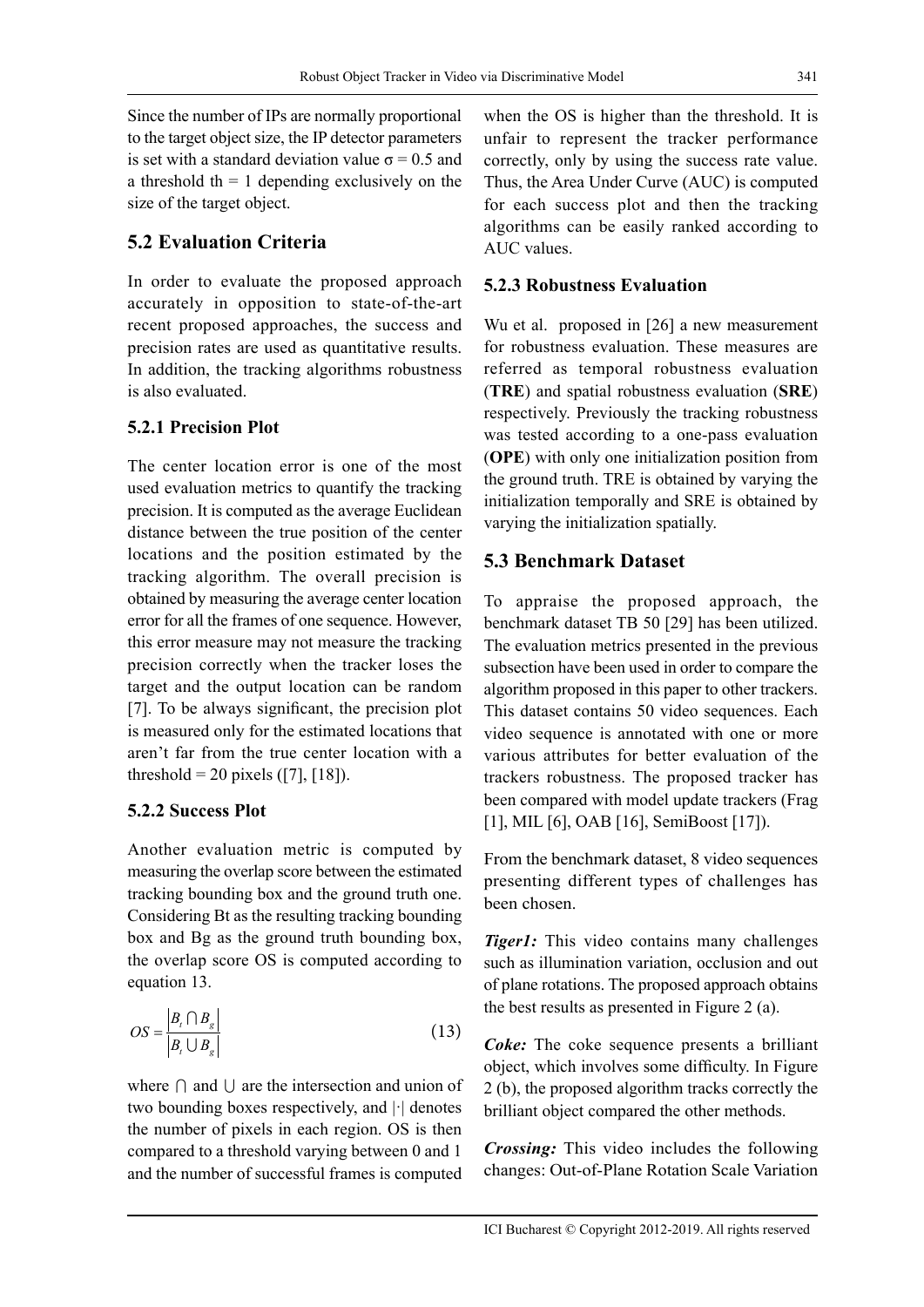Since the number of IPs are normally proportional to the target object size, the IP detector parameters is set with a standard deviation value $\sigma = 0.5$ and a threshold th = 1 depending exclusively on the size of the target object.

## 5.2 Evaluation Criteria

In order to evaluate the proposed approach accurately in opposition to state-of-the-art recent proposed approaches, the success and precision rates are used as quantitative results. In addition, the tracking algorithms robustness is also evaluated.

### 5.2.1 Precision Plot

The center location error is one of the most used evaluation metrics to quantify the tracking precision. It is computed as the average Euclidean distance between the true position of the center locations and the position estimated by the tracking algorithm. The overall precision is obtained by measuring the average center location error for all the frames of one sequence. However, this error measure may not measure the tracking precision correctly when the tracker loses the target and the output location can be random [7]. To be always significant, the precision plot is measured only for the estimated locations that aren't far from the true center location with a threshold = 20 pixels ([7], [18]).

### 5.2.2 Success Plot

Another evaluation metric is computed by measuring the overlap score between the estimated tracking bounding box and the ground truth one. Considering Bt as the resulting tracking bounding box and Bg as the ground truth bounding box, the overlap score OS is computed according to equation 13.

$$OS = \frac{|B_t \cap B_g|}{|B_t \cup B_g|} \tag{13}$$

where $\cap$ and $\cup$ are the intersection and union of two bounding boxes respectively, and $|\cdot|$ denotes the number of pixels in each region. OS is then compared to a threshold varying between 0 and 1 and the number of successful frames is computed when the OS is higher than the threshold. It is unfair to represent the tracker performance correctly, only by using the success rate value. Thus, the Area Under Curve (AUC) is computed for each success plot and then the tracking algorithms can be easily ranked according to AUC values.

### 5.2.3 Robustness Evaluation

Wu et al. proposed in [26] a new measurement for robustness evaluation. These measures are referred as temporal robustness evaluation (**TRE**) and spatial robustness evaluation (**SRE**) respectively. Previously the tracking robustness was tested according to a one-pass evaluation (**OPE**) with only one initialization position from the ground truth. TRE is obtained by varying the initialization temporally and SRE is obtained by varying the initialization spatially.

## 5.3 Benchmark Dataset

To appraise the proposed approach, the benchmark dataset TB 50 [29] has been utilized. The evaluation metrics presented in the previous subsection have been used in order to compare the algorithm proposed in this paper to other trackers. This dataset contains 50 video sequences. Each video sequence is annotated with one or more various attributes for better evaluation of the trackers robustness. The proposed tracker has been compared with model update trackers (Frag [1], MIL [6], OAB [16], SemiBoost [17]).

From the benchmark dataset, 8 video sequences presenting different types of challenges has been chosen.

***Tiger1:*** This video contains many challenges such as illumination variation, occlusion and out of plane rotations. The proposed approach obtains the best results as presented in Figure 2 (a).

***Coke:*** The coke sequence presents a brilliant object, which involves some difficulty. In Figure 2 (b), the proposed algorithm tracks correctly the brilliant object compared the other methods.

***Crossing:*** This video includes the following changes: Out-of-Plane Rotation Scale Variation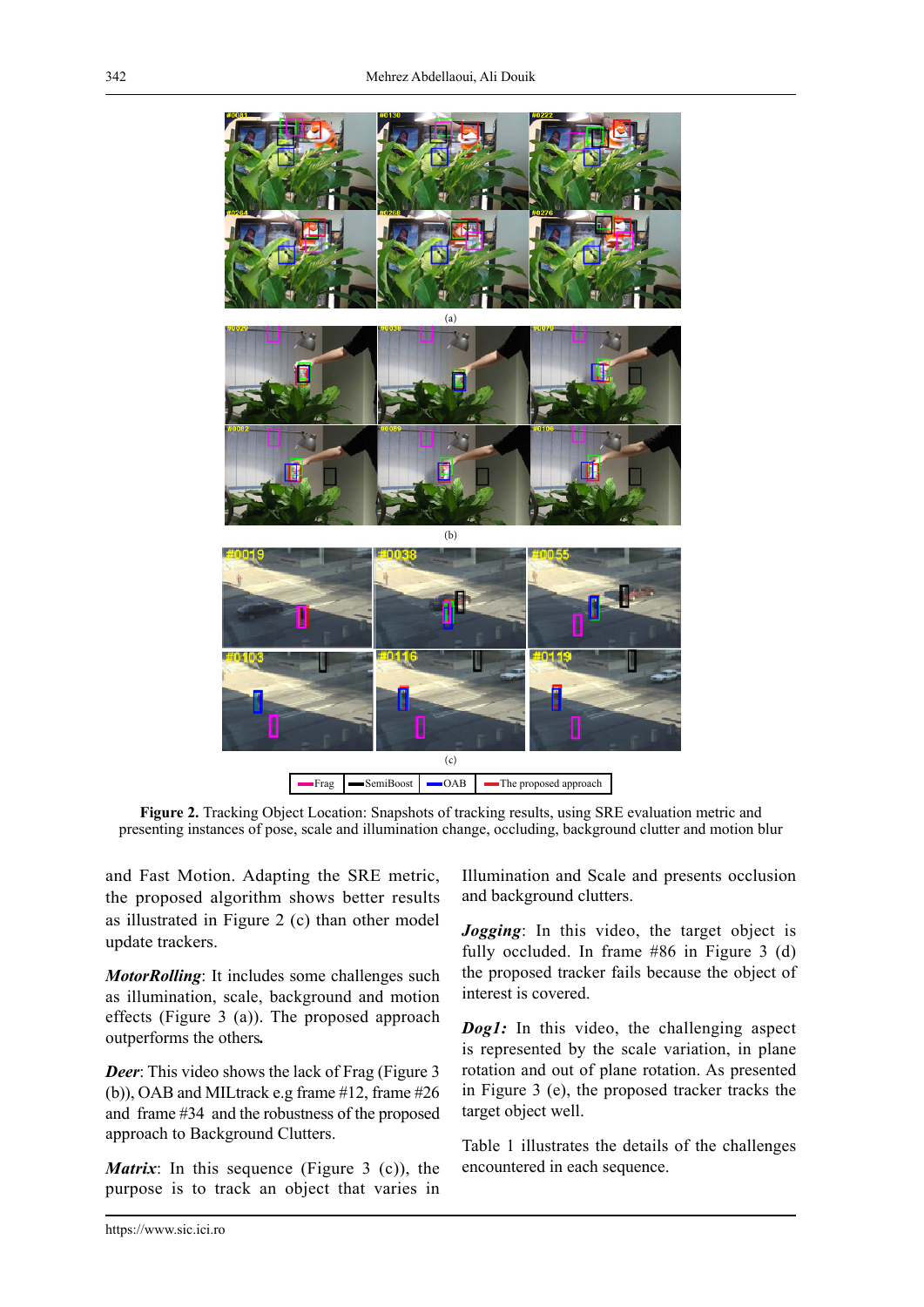(a)

(b)

(c)

Frag | SemiBoost | OAB | The proposed approach

**Figure 2.** Tracking Object Location: Snapshots of tracking results, using SRE evaluation metric and presenting instances of pose, scale and illumination change, occluding, background clutter and motion blur

and Fast Motion. Adapting the SRE metric, the proposed algorithm shows better results as illustrated in Figure 2 (c) than other model update trackers.

***MotorRolling***: It includes some challenges such as illumination, scale, background and motion effects (Figure 3 (a)). The proposed approach outperforms the others**.**

***Deer***: This video shows the lack of Frag (Figure 3 (b)), OAB and MILtrack e.g frame #12, frame #26 and frame #34 and the robustness of the proposed approach to Background Clutters.

***Matrix***: In this sequence (Figure 3 (c)), the purpose is to track an object that varies in Illumination and Scale and presents occlusion and background clutters.

***Jogging***: In this video, the target object is fully occluded. In frame #86 in Figure 3 (d) the proposed tracker fails because the object of interest is covered.

***Dog1:*** In this video, the challenging aspect is represented by the scale variation, in plane rotation and out of plane rotation. As presented in Figure 3 (e), the proposed tracker tracks the target object well.

Table 1 illustrates the details of the challenges encountered in each sequence.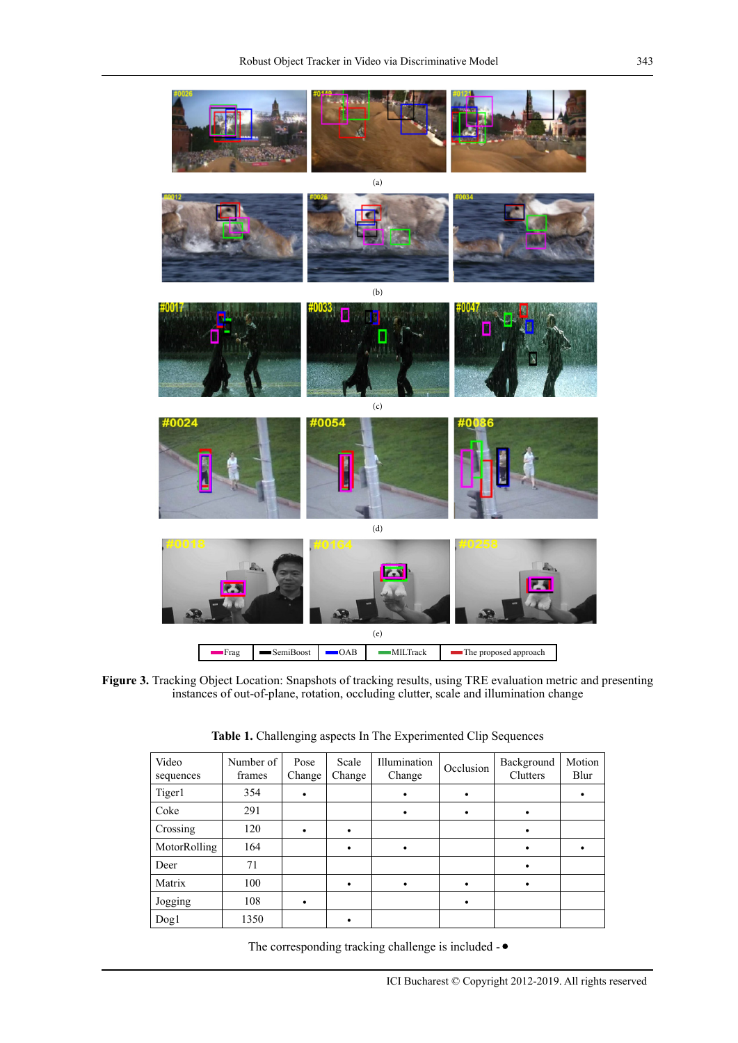**Figure 3.** Tracking Object Location: Snapshots of tracking results, using TRE evaluation metric and presenting instances of out-of-plane, rotation, occluding clutter, scale and illumination change

**Table 1.** Challenging aspects In The Experimented Clip Sequences

| Video sequences | Number of frames | Pose Change | Scale Change | Illumination Change | Occlusion | Background Clutters | Motion Blur |
|---|---|---|---|---|---|---|---|
| Tiger1 | 354 | • | | • | • | | • |
| Coke | 291 | | | • | • | • | |
| Crossing | 120 | • | • | | | • | |
| MotorRolling | 164 | | • | • | | • | • |
| Deer | 71 | | | | | • | |
| Matrix | 100 | | • | • | • | • | |
| Jogging | 108 | • | | | • | | |
| Dog1 | 1350 | | • | | | | |

The corresponding tracking challenge is included - •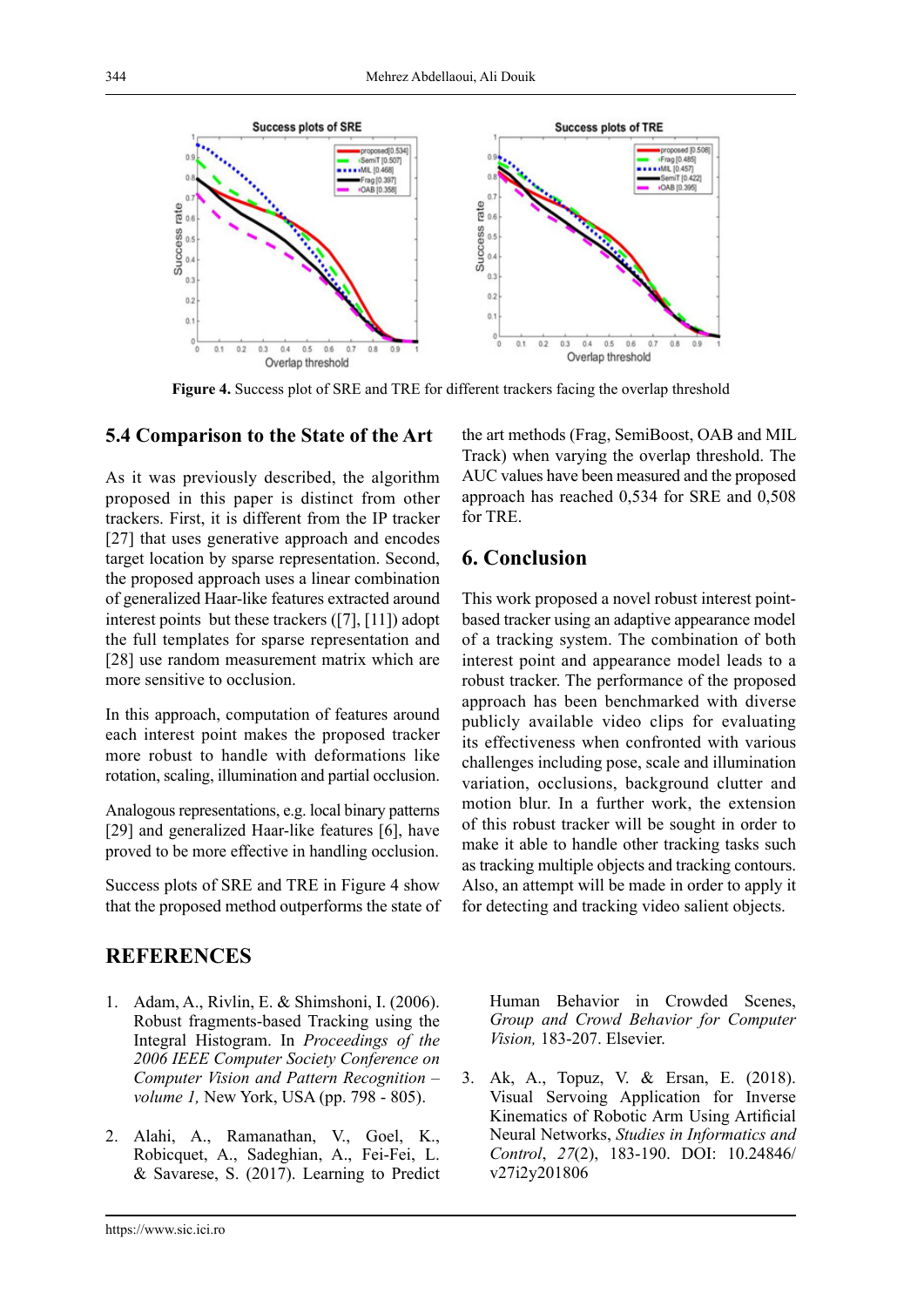Figure 4. Success plot of SRE and TRE for different trackers facing the overlap threshold

## 5.4 Comparison to the State of the Art

As it was previously described, the algorithm proposed in this paper is distinct from other trackers. First, it is different from the IP tracker [27] that uses generative approach and encodes target location by sparse representation. Second, the proposed approach uses a linear combination of generalized Haar-like features extracted around interest points but these trackers ([7], [11]) adopt the full templates for sparse representation and [28] use random measurement matrix which are more sensitive to occlusion.

In this approach, computation of features around each interest point makes the proposed tracker more robust to handle with deformations like rotation, scaling, illumination and partial occlusion.

Analogous representations, e.g. local binary patterns [29] and generalized Haar-like features [6], have proved to be more effective in handling occlusion.

Success plots of SRE and TRE in Figure 4 show that the proposed method outperforms the state of the art methods (Frag, SemiBoost, OAB and MIL Track) when varying the overlap threshold. The AUC values have been measured and the proposed approach has reached 0,534 for SRE and 0,508 for TRE.

# 6. Conclusion

This work proposed a novel robust interest point-based tracker using an adaptive appearance model of a tracking system. The combination of both interest point and appearance model leads to a robust tracker. The performance of the proposed approach has been benchmarked with diverse publicly available video clips for evaluating its effectiveness when confronted with various challenges including pose, scale and illumination variation, occlusions, background clutter and motion blur. In a further work, the extension of this robust tracker will be sought in order to make it able to handle other tracking tasks such as tracking multiple objects and tracking contours. Also, an attempt will be made in order to apply it for detecting and tracking video salient objects.

# REFERENCES

1. Adam, A., Rivlin, E. & Shimshoni, I. (2006). Robust fragments-based Tracking using the Integral Histogram. In *Proceedings of the 2006 IEEE Computer Society Conference on Computer Vision and Pattern Recognition – volume 1,* New York, USA (pp. 798 - 805).

2. Alahi, A., Ramanathan, V., Goel, K., Robicquet, A., Sadeghian, A., Fei-Fei, L. & Savarese, S. (2017). Learning to Predict Human Behavior in Crowded Scenes, *Group and Crowd Behavior for Computer Vision,* 183-207. Elsevier.

3. Ak, A., Topuz, V. & Ersan, E. (2018). Visual Servoing Application for Inverse Kinematics of Robotic Arm Using Artificial Neural Networks, *Studies in Informatics and Control*, *27*(2), 183-190. DOI: 10.24846/v27i2y201806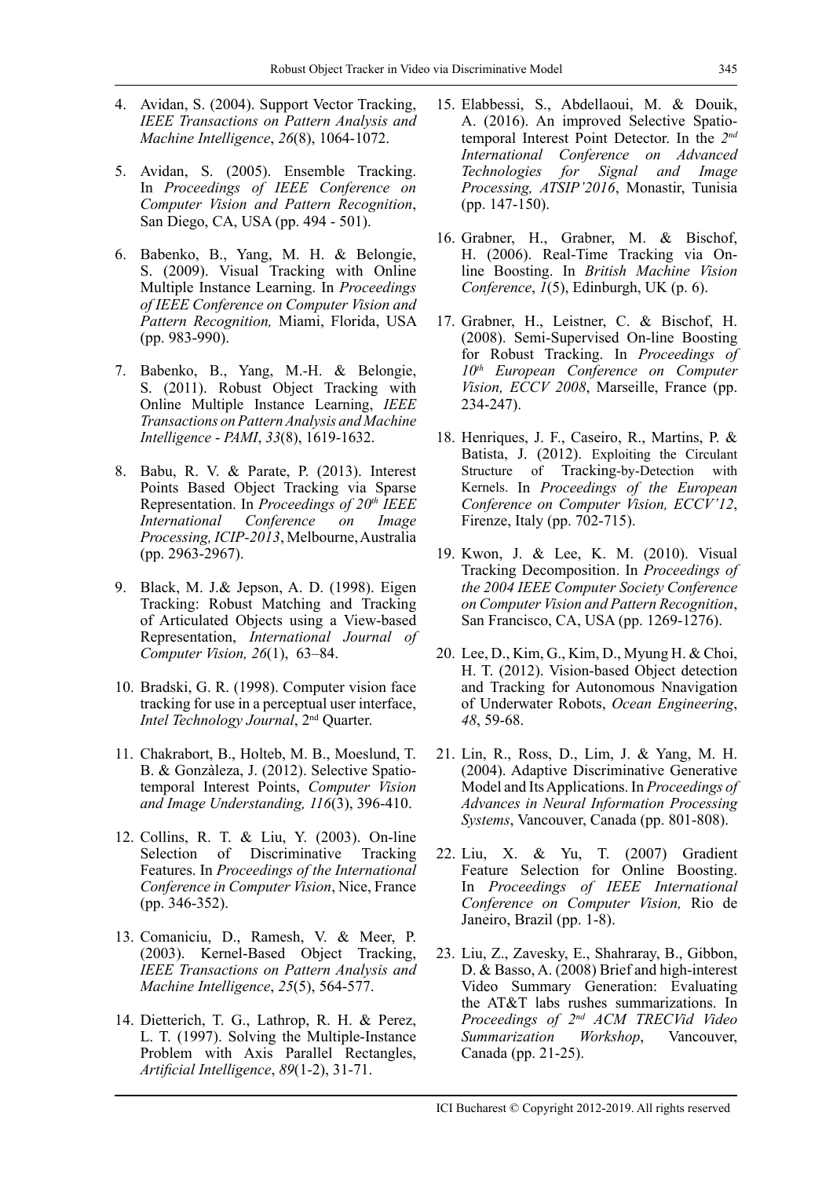4. Avidan, S. (2004). Support Vector Tracking, *IEEE Transactions on Pattern Analysis and Machine Intelligence*, *26*(8), 1064-1072.

5. Avidan, S. (2005). Ensemble Tracking. In *Proceedings of IEEE Conference on Computer Vision and Pattern Recognition*, San Diego, CA, USA (pp. 494 - 501).

6. Babenko, B., Yang, M. H. & Belongie, S. (2009). Visual Tracking with Online Multiple Instance Learning. In *Proceedings of IEEE Conference on Computer Vision and Pattern Recognition,* Miami, Florida, USA (pp. 983-990).

7. Babenko, B., Yang, M.-H. & Belongie, S. (2011). Robust Object Tracking with Online Multiple Instance Learning, *IEEE Transactions on Pattern Analysis and Machine Intelligence - PAMI*, *33*(8), 1619-1632.

8. Babu, R. V. & Parate, P. (2013). Interest Points Based Object Tracking via Sparse Representation. In *Proceedings of 20th IEEE International Conference on Image Processing, ICIP-2013*, Melbourne, Australia (pp. 2963-2967).

9. Black, M. J.& Jepson, A. D. (1998). Eigen Tracking: Robust Matching and Tracking of Articulated Objects using a View-based Representation, *International Journal of Computer Vision, 26*(1), 63–84.

10. Bradski, G. R. (1998). Computer vision face tracking for use in a perceptual user interface, *Intel Technology Journal*, 2nd Quarter.

11. Chakrabort, B., Holteb, M. B., Moeslund, T. B. & Gonzàleza, J. (2012). Selective Spatio-temporal Interest Points, *Computer Vision and Image Understanding, 116*(3), 396-410.

12. Collins, R. T. & Liu, Y. (2003). On-line Selection of Discriminative Tracking Features. In *Proceedings of the International Conference in Computer Vision*, Nice, France (pp. 346-352).

13. Comaniciu, D., Ramesh, V. & Meer, P. (2003). Kernel-Based Object Tracking, *IEEE Transactions on Pattern Analysis and Machine Intelligence*, *25*(5), 564-577.

14. Dietterich, T. G., Lathrop, R. H. & Perez, L. T. (1997). Solving the Multiple-Instance Problem with Axis Parallel Rectangles, *Artificial Intelligence*, *89*(1-2), 31-71.

15. Elabbessi, S., Abdellaoui, M. & Douik, A. (2016). An improved Selective Spatio-temporal Interest Point Detector. In the *2nd International Conference on Advanced Technologies for Signal and Image Processing, ATSIP'2016*, Monastir, Tunisia (pp. 147-150).

16. Grabner, H., Grabner, M. & Bischof, H. (2006). Real-Time Tracking via On-line Boosting. In *British Machine Vision Conference*, *1*(5), Edinburgh, UK (p. 6).

17. Grabner, H., Leistner, C. & Bischof, H. (2008). Semi-Supervised On-line Boosting for Robust Tracking. In *Proceedings of 10th European Conference on Computer Vision, ECCV 2008*, Marseille, France (pp. 234-247).

18. Henriques, J. F., Caseiro, R., Martins, P. & Batista, J. (2012). Exploiting the Circulant Structure of Tracking-by-Detection with Kernels. In *Proceedings of the European Conference on Computer Vision, ECCV'12*, Firenze, Italy (pp. 702-715).

19. Kwon, J. & Lee, K. M. (2010). Visual Tracking Decomposition. In *Proceedings of the 2004 IEEE Computer Society Conference on Computer Vision and Pattern Recognition*, San Francisco, CA, USA (pp. 1269-1276).

20. Lee, D., Kim, G., Kim, D., Myung H. & Choi, H. T. (2012). Vision-based Object detection and Tracking for Autonomous Nnavigation of Underwater Robots, *Ocean Engineering*, *48*, 59-68.

21. Lin, R., Ross, D., Lim, J. & Yang, M. H. (2004). Adaptive Discriminative Generative Model and Its Applications. In *Proceedings of Advances in Neural Information Processing Systems*, Vancouver, Canada (pp. 801-808).

22. Liu, X. & Yu, T. (2007) Gradient Feature Selection for Online Boosting. In *Proceedings of IEEE International Conference on Computer Vision,* Rio de Janeiro, Brazil (pp. 1-8).

23. Liu, Z., Zavesky, E., Shahraray, B., Gibbon, D. & Basso, A. (2008) Brief and high-interest Video Summary Generation: Evaluating the AT&T labs rushes summarizations. In *Proceedings of 2nd ACM TRECVid Video Summarization Workshop*, Vancouver, Canada (pp. 21-25).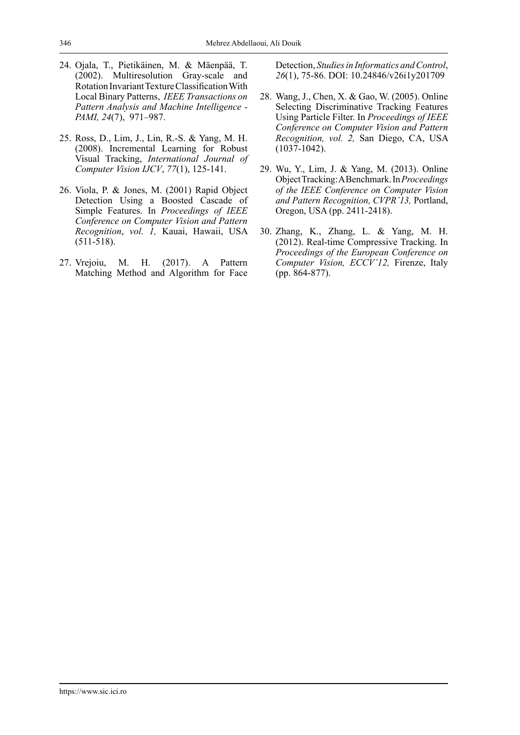24. Ojala, T., Pietikäinen, M. & Mäenpää, T. (2002). Multiresolution Gray-scale and Rotation Invariant Texture Classification With Local Binary Patterns, *IEEE Transactions on Pattern Analysis and Machine Intelligence - PAMI, 24*(7), 971–987.

25. Ross, D., Lim, J., Lin, R.-S. & Yang, M. H. (2008). Incremental Learning for Robust Visual Tracking, *International Journal of Computer Vision IJCV*, *77*(1), 125-141.

26. Viola, P. & Jones, M. (2001) Rapid Object Detection Using a Boosted Cascade of Simple Features. In *Proceedings of IEEE Conference on Computer Vision and Pattern Recognition*, *vol. 1,* Kauai, Hawaii, USA (511-518).

27. Vrejoiu, M. H. (2017). A Pattern Matching Method and Algorithm for Face Detection, *Studies in Informatics and Control*, *26*(1), 75-86. DOI: 10.24846/v26i1y201709

28. Wang, J., Chen, X. & Gao, W. (2005). Online Selecting Discriminative Tracking Features Using Particle Filter. In *Proceedings of IEEE Conference on Computer Vision and Pattern Recognition, vol. 2,* San Diego, CA, USA (1037-1042).

29. Wu, Y., Lim, J. & Yang, M. (2013). Online Object Tracking: A Benchmark. In *Proceedings of the IEEE Conference on Computer Vision and Pattern Recognition, CVPR'13,* Portland, Oregon, USA (pp. 2411-2418).

30. Zhang, K., Zhang, L. & Yang, M. H. (2012). Real-time Compressive Tracking. In *Proceedings of the European Conference on Computer Vision, ECCV'12,* Firenze, Italy (pp. 864-877).